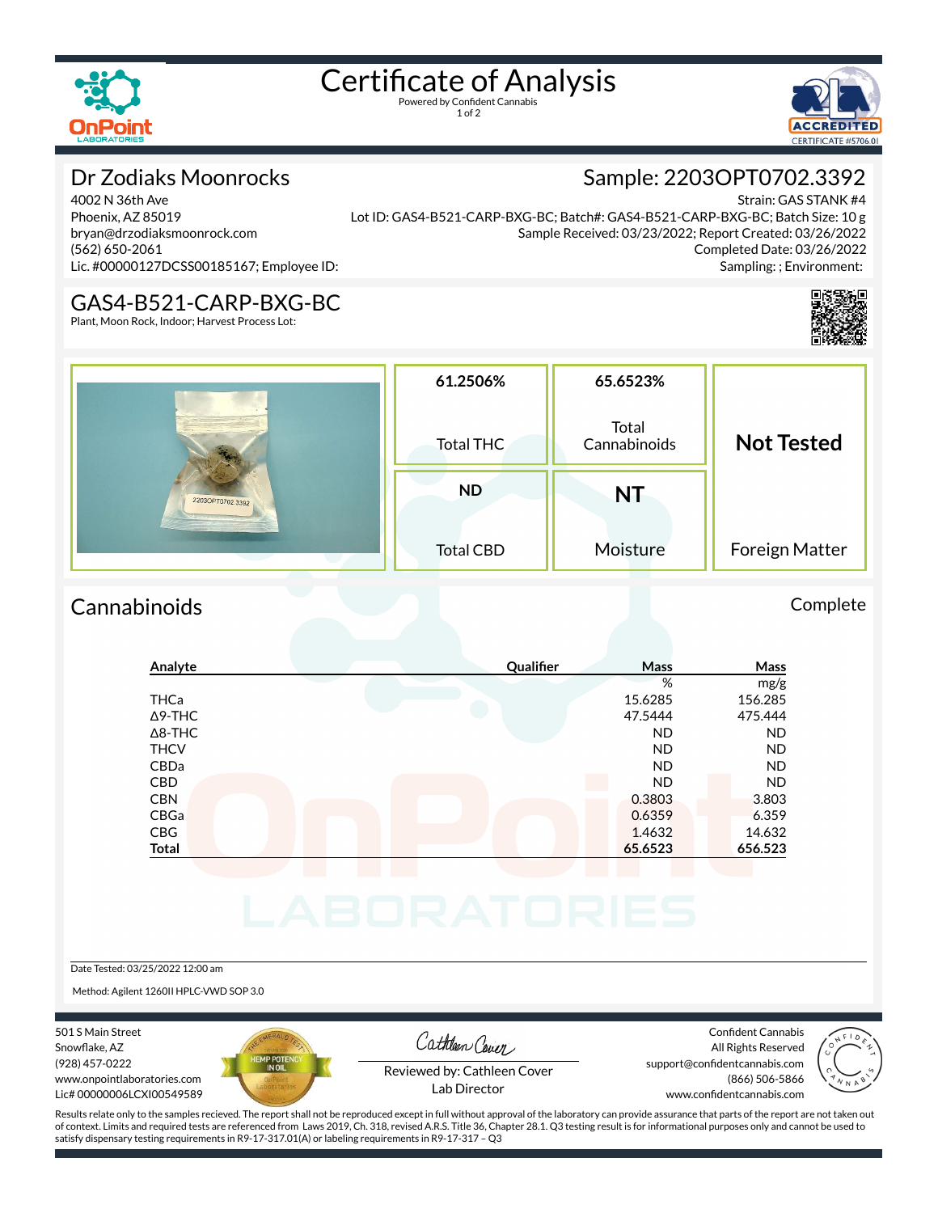# Certificate of Analysis

Powered by Confident Cannabis

ACCREDITED CERTIFICATE #5706.01

## Dr Zodiaks Moonrocks

4002 N 36th Ave
Phoenix, AZ 85019
bryan@drzodiaksmoonrock.com
(562) 650-2061
Lic. #00000127DCSS00185167; Employee ID:

## Sample: 2203OPT0702.3392

Strain: GAS STANK #4
Lot ID: GAS4-B521-CARP-BXG-BC; Batch#: GAS4-B521-CARP-BXG-BC; Batch Size: 10 g
Sample Received: 03/23/2022; Report Created: 03/26/2022
Completed Date: 03/26/2022
Sampling: ; Environment:

## GAS4-B521-CARP-BXG-BC

Plant, Moon Rock, Indoor; Harvest Process Lot:

| 61.2506% | 65.6523% | |
|---|---|---|
| Total THC | Total Cannabinoids | **Not Tested** |
| **ND** | **NT** | |
| Total CBD | Moisture | Foreign Matter |

## Cannabinoids

Complete

| Analyte | Qualifier | Mass % | Mass mg/g |
|---|---|---|---|
| THCa | | 15.6285 | 156.285 |
| Δ9-THC | | 47.5444 | 475.444 |
| Δ8-THC | | ND | ND |
| THCV | | ND | ND |
| CBDa | | ND | ND |
| CBD | | ND | ND |
| CBN | | 0.3803 | 3.803 |
| CBGa | | 0.6359 | 6.359 |
| CBG | | 1.4632 | 14.632 |
| **Total** | | **65.6523** | **656.523** |

Date Tested: 03/25/2022 12:00 am

Method: Agilent 1260II HPLC-VWD SOP 3.0

501 S Main Street
Snowflake, AZ
(928) 457-0222
www.onpointlaboratories.com
Lic# 00000006LCXI00549589

Reviewed by: Cathleen Cover
Lab Director

Confident Cannabis
All Rights Reserved
support@confidentcannabis.com
(866) 506-5866
www.confidentcannabis.com

Results relate only to the samples recieved. The report shall not be reproduced except in full without approval of the laboratory can provide assurance that parts of the report are not taken out of context. Limits and required tests are referenced from Laws 2019, Ch. 318, revised A.R.S. Title 36, Chapter 28.1. Q3 testing result is for informational purposes only and cannot be used to satisfy dispensary testing requirements in R9-17-317.01(A) or labeling requirements in R9-17-317 – Q3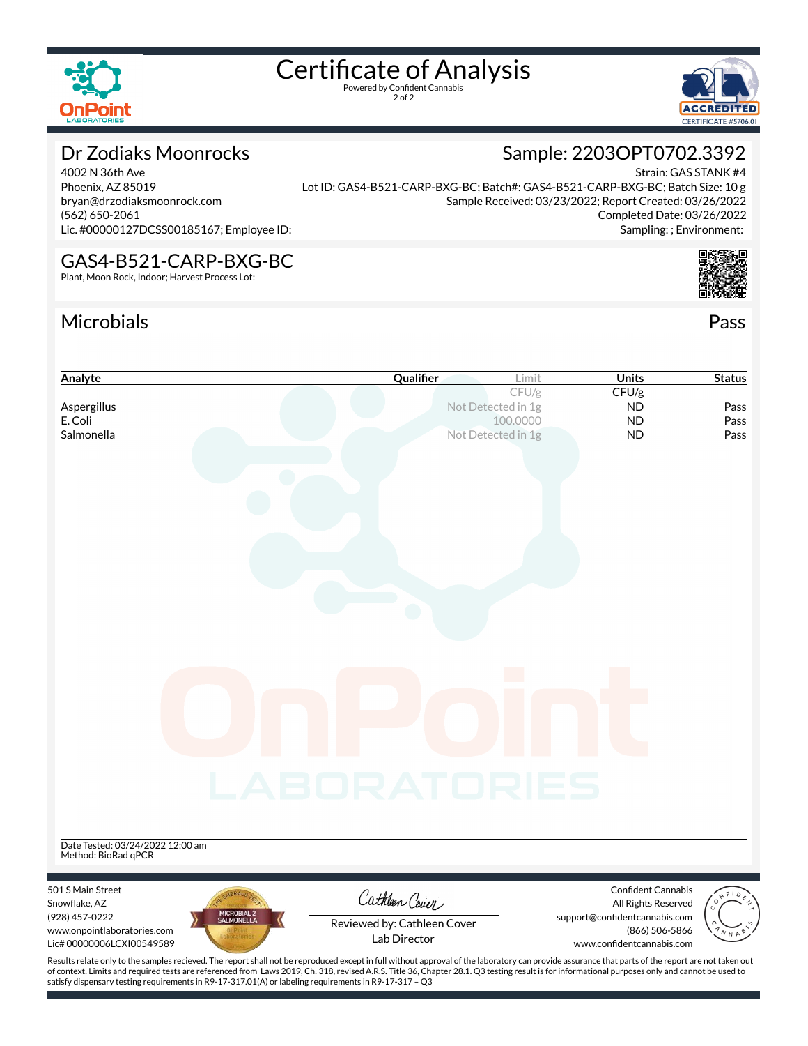# Certificate of Analysis

Powered by Confident Cannabis

## Dr Zodiaks Moonrocks

4002 N 36th Ave
Phoenix, AZ 85019
bryan@drzodiaksmoonrock.com
(562) 650-2061
Lic. #00000127DCSS00185167; Employee ID:

## Sample: 2203OPT0702.3392

Strain: GAS STANK #4
Lot ID: GAS4-B521-CARP-BXG-BC; Batch#: GAS4-B521-CARP-BXG-BC; Batch Size: 10 g
Sample Received: 03/23/2022; Report Created: 03/26/2022
Completed Date: 03/26/2022
Sampling: ; Environment:

## GAS4-B521-CARP-BXG-BC

Plant, Moon Rock, Indoor; Harvest Process Lot:

## Microbials

Pass

| Analyte | Qualifier | Limit | Units | Status |
|---|---|---|---|---|
| | | CFU/g | CFU/g | |
| Aspergillus | | Not Detected in 1g | ND | Pass |
| E. Coli | | 100.0000 | ND | Pass |
| Salmonella | | Not Detected in 1g | ND | Pass |

Date Tested: 03/24/2022 12:00 am
Method: BioRad qPCR

501 S Main Street
Snowflake, AZ
(928) 457-0222
www.onpointlaboratories.com
Lic# 00000006LCXI00549589

Reviewed by: Cathleen Cover
Lab Director

Confident Cannabis
All Rights Reserved
support@confidentcannabis.com
(866) 506-5866
www.confidentcannabis.com

Results relate only to the samples recieved. The report shall not be reproduced except in full without approval of the laboratory can provide assurance that parts of the report are not taken out of context. Limits and required tests are referenced from Laws 2019, Ch. 318, revised A.R.S. Title 36, Chapter 28.1. Q3 testing result is for informational purposes only and cannot be used to satisfy dispensary testing requirements in R9-17-317.01(A) or labeling requirements in R9-17-317 – Q3